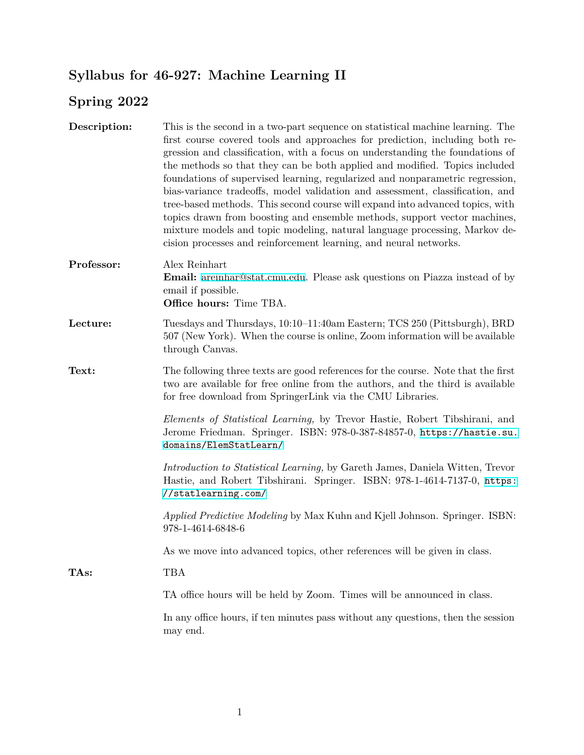# Syllabus for 46-927: Machine Learning II

## Spring 2022

**Description:** This is the second in a two-part sequence on statistical machine learning. The first course covered tools and approaches for prediction, including both regression and classification, with a focus on understanding the foundations of the methods so that they can be both applied and modified. Topics included foundations of supervised learning, regularized and nonparametric regression, bias-variance tradeoffs, model validation and assessment, classification, and tree-based methods. This second course will expand into advanced topics, with topics drawn from boosting and ensemble methods, support vector machines, mixture models and topic modeling, natural language processing, Markov decision processes and reinforcement learning, and neural networks.

**Professor:** Alex Reinhart
**Email:** areinhar@stat.cmu.edu. Please ask questions on Piazza instead of by email if possible.
**Office hours:** Time TBA.

**Lecture:** Tuesdays and Thursdays, 10:10–11:40am Eastern; TCS 250 (Pittsburgh), BRD 507 (New York). When the course is online, Zoom information will be available through Canvas.

**Text:** The following three texts are good references for the course. Note that the first two are available for free online from the authors, and the third is available for free download from SpringerLink via the CMU Libraries.

*Elements of Statistical Learning,* by Trevor Hastie, Robert Tibshirani, and Jerome Friedman. Springer. ISBN: 978-0-387-84857-0, `https://hastie.su.domains/ElemStatLearn/`

*Introduction to Statistical Learning,* by Gareth James, Daniela Witten, Trevor Hastie, and Robert Tibshirani. Springer. ISBN: 978-1-4614-7137-0, `https://statlearning.com/`

*Applied Predictive Modeling* by Max Kuhn and Kjell Johnson. Springer. ISBN: 978-1-4614-6848-6

As we move into advanced topics, other references will be given in class.

**TAs:** TBA

TA office hours will be held by Zoom. Times will be announced in class.

In any office hours, if ten minutes pass without any questions, then the session may end.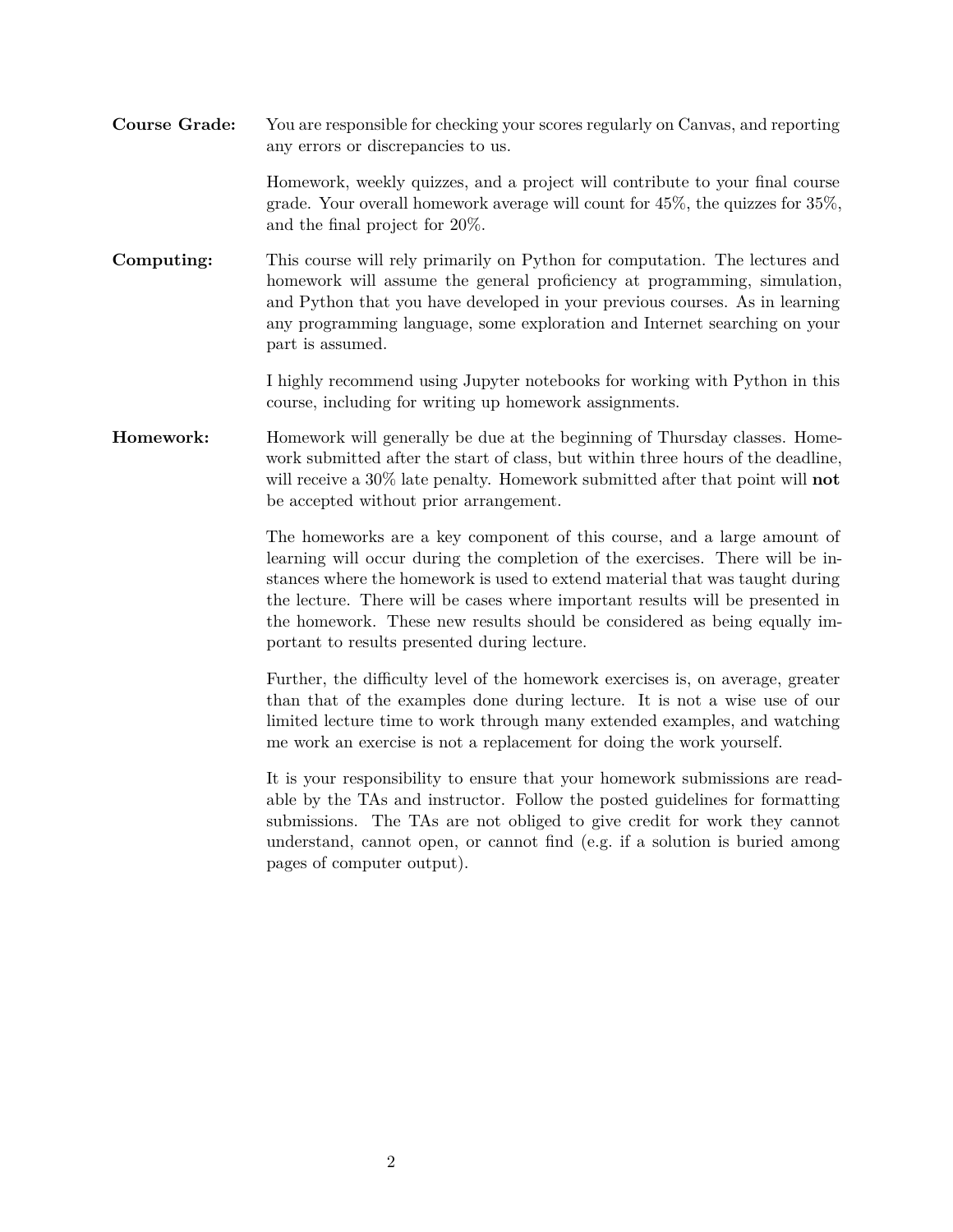**Course Grade:** You are responsible for checking your scores regularly on Canvas, and reporting any errors or discrepancies to us.

Homework, weekly quizzes, and a project will contribute to your final course grade. Your overall homework average will count for 45%, the quizzes for 35%, and the final project for 20%.

**Computing:** This course will rely primarily on Python for computation. The lectures and homework will assume the general proficiency at programming, simulation, and Python that you have developed in your previous courses. As in learning any programming language, some exploration and Internet searching on your part is assumed.

I highly recommend using Jupyter notebooks for working with Python in this course, including for writing up homework assignments.

**Homework:** Homework will generally be due at the beginning of Thursday classes. Homework submitted after the start of class, but within three hours of the deadline, will receive a 30% late penalty. Homework submitted after that point will **not** be accepted without prior arrangement.

The homeworks are a key component of this course, and a large amount of learning will occur during the completion of the exercises. There will be instances where the homework is used to extend material that was taught during the lecture. There will be cases where important results will be presented in the homework. These new results should be considered as being equally important to results presented during lecture.

Further, the difficulty level of the homework exercises is, on average, greater than that of the examples done during lecture. It is not a wise use of our limited lecture time to work through many extended examples, and watching me work an exercise is not a replacement for doing the work yourself.

It is your responsibility to ensure that your homework submissions are readable by the TAs and instructor. Follow the posted guidelines for formatting submissions. The TAs are not obliged to give credit for work they cannot understand, cannot open, or cannot find (e.g. if a solution is buried among pages of computer output).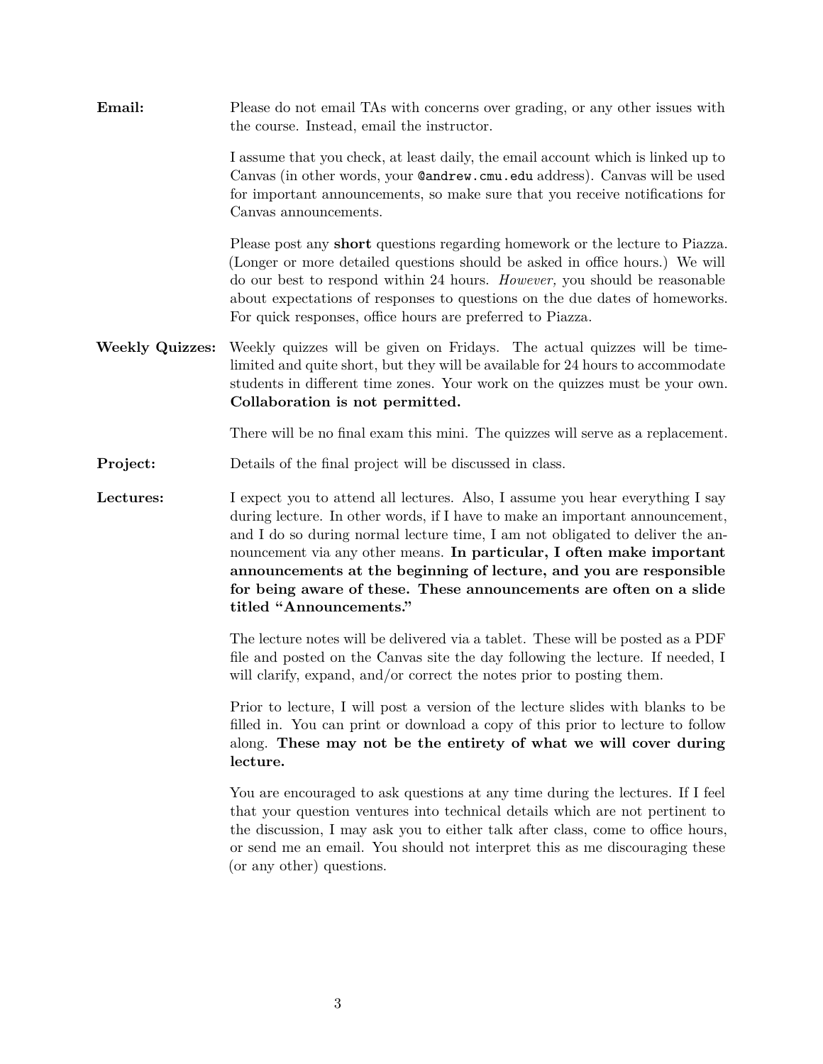**Email:** Please do not email TAs with concerns over grading, or any other issues with the course. Instead, email the instructor.

I assume that you check, at least daily, the email account which is linked up to Canvas (in other words, your `@andrew.cmu.edu` address). Canvas will be used for important announcements, so make sure that you receive notifications for Canvas announcements.

Please post any **short** questions regarding homework or the lecture to Piazza. (Longer or more detailed questions should be asked in office hours.) We will do our best to respond within 24 hours. *However,* you should be reasonable about expectations of responses to questions on the due dates of homeworks. For quick responses, office hours are preferred to Piazza.

**Weekly Quizzes:** Weekly quizzes will be given on Fridays. The actual quizzes will be time-limited and quite short, but they will be available for 24 hours to accommodate students in different time zones. Your work on the quizzes must be your own. **Collaboration is not permitted.**

There will be no final exam this mini. The quizzes will serve as a replacement.

**Project:** Details of the final project will be discussed in class.

**Lectures:** I expect you to attend all lectures. Also, I assume you hear everything I say during lecture. In other words, if I have to make an important announcement, and I do so during normal lecture time, I am not obligated to deliver the announcement via any other means. **In particular, I often make important announcements at the beginning of lecture, and you are responsible for being aware of these. These announcements are often on a slide titled "Announcements."**

The lecture notes will be delivered via a tablet. These will be posted as a PDF file and posted on the Canvas site the day following the lecture. If needed, I will clarify, expand, and/or correct the notes prior to posting them.

Prior to lecture, I will post a version of the lecture slides with blanks to be filled in. You can print or download a copy of this prior to lecture to follow along. **These may not be the entirety of what we will cover during lecture.**

You are encouraged to ask questions at any time during the lectures. If I feel that your question ventures into technical details which are not pertinent to the discussion, I may ask you to either talk after class, come to office hours, or send me an email. You should not interpret this as me discouraging these (or any other) questions.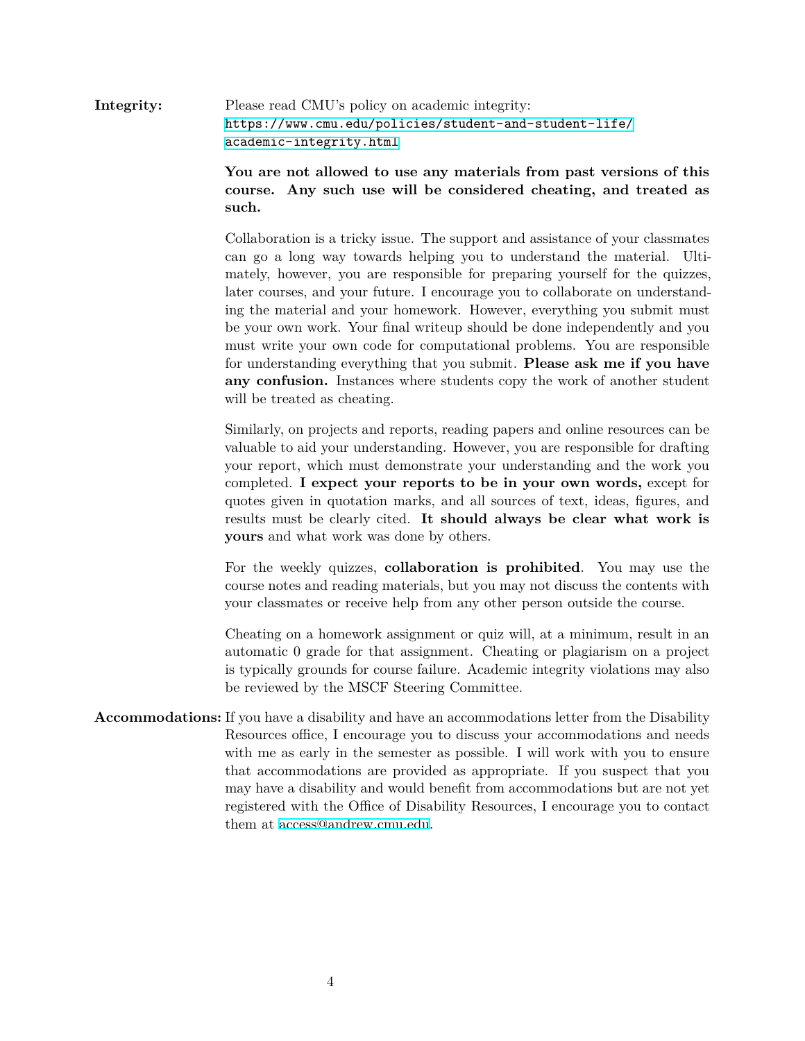**Integrity:** Please read CMU's policy on academic integrity: https://www.cmu.edu/policies/student-and-student-life/academic-integrity.html

**You are not allowed to use any materials from past versions of this course. Any such use will be considered cheating, and treated as such.**

Collaboration is a tricky issue. The support and assistance of your classmates can go a long way towards helping you to understand the material. Ultimately, however, you are responsible for preparing yourself for the quizzes, later courses, and your future. I encourage you to collaborate on understanding the material and your homework. However, everything you submit must be your own work. Your final writeup should be done independently and you must write your own code for computational problems. You are responsible for understanding everything that you submit. **Please ask me if you have any confusion.** Instances where students copy the work of another student will be treated as cheating.

Similarly, on projects and reports, reading papers and online resources can be valuable to aid your understanding. However, you are responsible for drafting your report, which must demonstrate your understanding and the work you completed. **I expect your reports to be in your own words,** except for quotes given in quotation marks, and all sources of text, ideas, figures, and results must be clearly cited. **It should always be clear what work is yours** and what work was done by others.

For the weekly quizzes, **collaboration is prohibited**. You may use the course notes and reading materials, but you may not discuss the contents with your classmates or receive help from any other person outside the course.

Cheating on a homework assignment or quiz will, at a minimum, result in an automatic 0 grade for that assignment. Cheating or plagiarism on a project is typically grounds for course failure. Academic integrity violations may also be reviewed by the MSCF Steering Committee.

**Accommodations:** If you have a disability and have an accommodations letter from the Disability Resources office, I encourage you to discuss your accommodations and needs with me as early in the semester as possible. I will work with you to ensure that accommodations are provided as appropriate. If you suspect that you may have a disability and would benefit from accommodations but are not yet registered with the Office of Disability Resources, I encourage you to contact them at access@andrew.cmu.edu.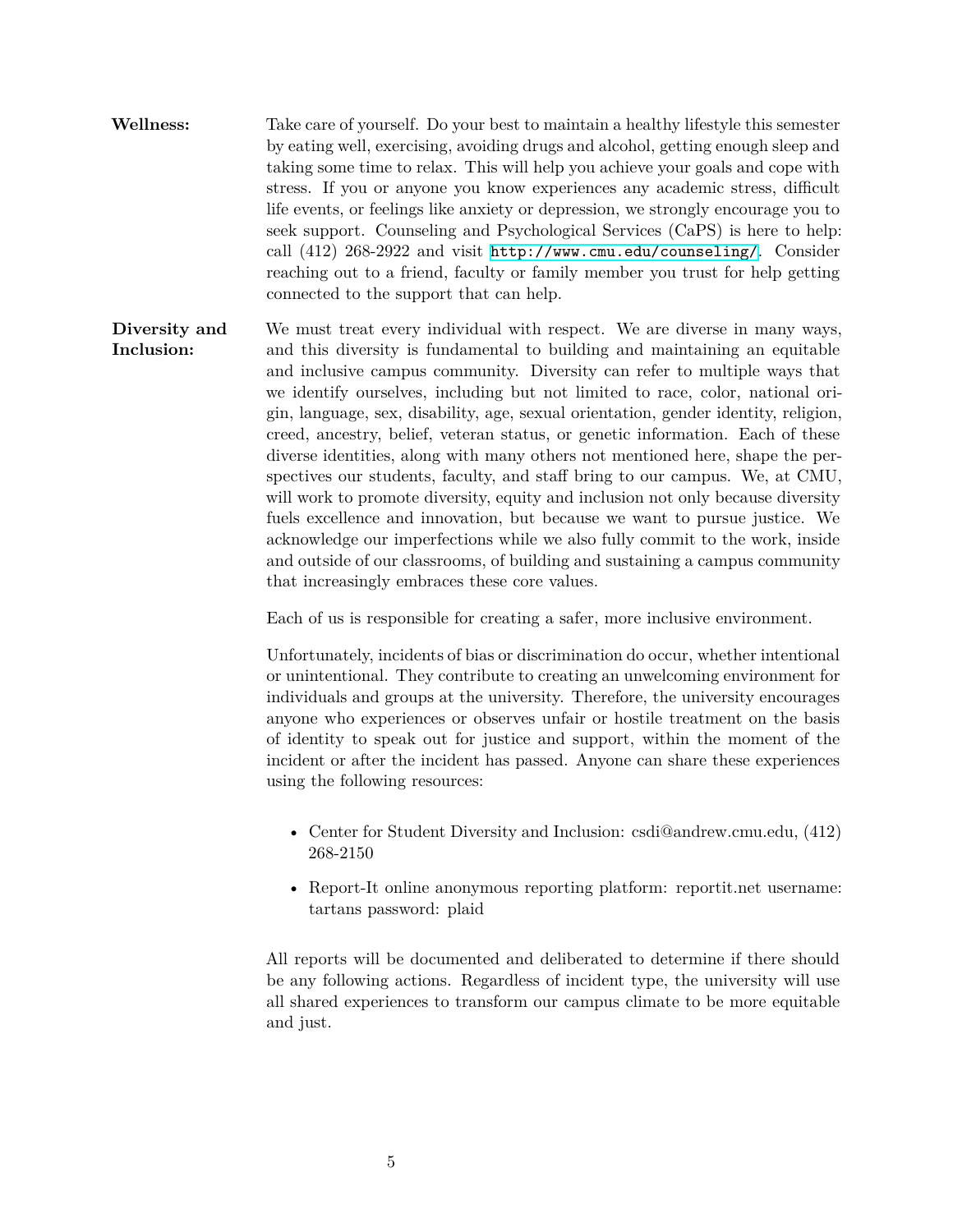**Wellness:** Take care of yourself. Do your best to maintain a healthy lifestyle this semester by eating well, exercising, avoiding drugs and alcohol, getting enough sleep and taking some time to relax. This will help you achieve your goals and cope with stress. If you or anyone you know experiences any academic stress, difficult life events, or feelings like anxiety or depression, we strongly encourage you to seek support. Counseling and Psychological Services (CaPS) is here to help: call (412) 268-2922 and visit `http://www.cmu.edu/counseling/`. Consider reaching out to a friend, faculty or family member you trust for help getting connected to the support that can help.

**Diversity and Inclusion:** We must treat every individual with respect. We are diverse in many ways, and this diversity is fundamental to building and maintaining an equitable and inclusive campus community. Diversity can refer to multiple ways that we identify ourselves, including but not limited to race, color, national origin, language, sex, disability, age, sexual orientation, gender identity, religion, creed, ancestry, belief, veteran status, or genetic information. Each of these diverse identities, along with many others not mentioned here, shape the perspectives our students, faculty, and staff bring to our campus. We, at CMU, will work to promote diversity, equity and inclusion not only because diversity fuels excellence and innovation, but because we want to pursue justice. We acknowledge our imperfections while we also fully commit to the work, inside and outside of our classrooms, of building and sustaining a campus community that increasingly embraces these core values.

Each of us is responsible for creating a safer, more inclusive environment.

Unfortunately, incidents of bias or discrimination do occur, whether intentional or unintentional. They contribute to creating an unwelcoming environment for individuals and groups at the university. Therefore, the university encourages anyone who experiences or observes unfair or hostile treatment on the basis of identity to speak out for justice and support, within the moment of the incident or after the incident has passed. Anyone can share these experiences using the following resources:

- Center for Student Diversity and Inclusion: csdi@andrew.cmu.edu, (412) 268-2150
- Report-It online anonymous reporting platform: reportit.net username: tartans password: plaid

All reports will be documented and deliberated to determine if there should be any following actions. Regardless of incident type, the university will use all shared experiences to transform our campus climate to be more equitable and just.